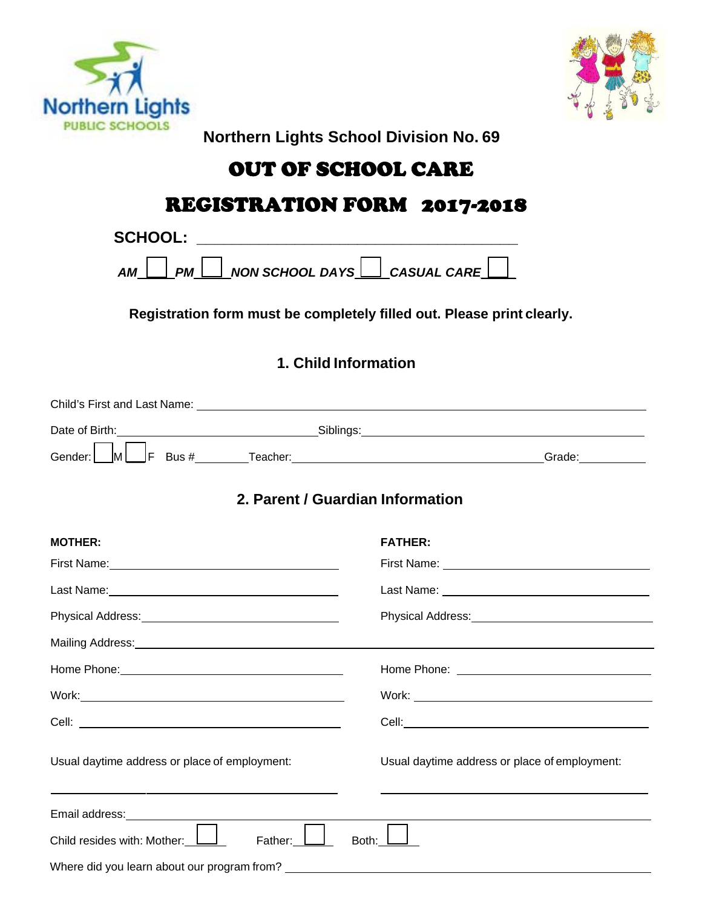Northern Lights PUBLIC SCHOOLS

**Northern Lights School Division No. 69**

# OUT OF SCHOOL CARE

# REGISTRATION FORM 2017-2018

**SCHOOL:** ______________________________

*AM* ☐ *PM* ☐ *NON SCHOOL DAYS* ☐ *CASUAL CARE* ☐

**Registration form must be completely filled out. Please print clearly.**

## 1. Child Information

Child's First and Last Name: ______________________________

Date of Birth: ______________ Siblings: ______________

Gender: ☐ M ☐ F Bus # ________ Teacher: ______________ Grade: ________

## 2. Parent / Guardian Information

**MOTHER:**

First Name: ______________________________

Last Name: ______________________________

Physical Address: ______________________________

Home Phone: ______________________________

Work: ______________________________

Cell: ______________________________

Usual daytime address or place of employment:

______________________________

**FATHER:**

First Name: ______________________________

Last Name: ______________________________

Physical Address: ______________________________

Home Phone: ______________________________

Work: ______________________________

Cell: ______________________________

Usual daytime address or place of employment:

______________________________

Mailing Address: ______________________________

Email address: ______________________________

Child resides with: Mother: ☐ Father: ☐ Both: ☐

Where did you learn about our program from? ______________________________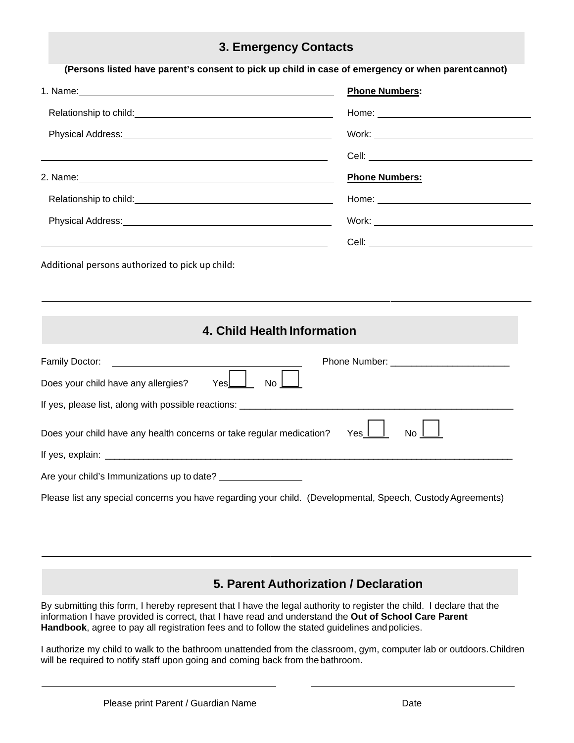## 3. Emergency Contacts

**(Persons listed have parent's consent to pick up child in case of emergency or when parent cannot)**

1. Name: ____________________________________________

 Relationship to child: ______________________________

 Physical Address: __________________________________

 ____________________________________________________

 **Phone Numbers:**

 Home: ______________________

 Work: ______________________

 Cell: ______________________

2. Name: ____________________________________________

 Relationship to child: ______________________________

 Physical Address: __________________________________

 ____________________________________________________

 **Phone Numbers:**

 Home: ______________________

 Work: ______________________

 Cell: ______________________

Additional persons authorized to pick up child:

______________________________________________________________________________

## 4. Child Health Information

Family Doctor: ______________________________ Phone Number: ______________________

Does your child have any allergies? Yes ☐ No ☐

If yes, please list, along with possible reactions: ____________________________________________________

Does your child have any health concerns or take regular medication? Yes ☐ No ☐

If yes, explain: ____________________________________________________________________________

Are your child's Immunizations up to date? _______________

Please list any special concerns you have regarding your child. (Developmental, Speech, Custody Agreements)

______________________________________________________________________________

## 5. Parent Authorization / Declaration

By submitting this form, I hereby represent that I have the legal authority to register the child. I declare that the information I have provided is correct, that I have read and understand the **Out of School Care Parent Handbook**, agree to pay all registration fees and to follow the stated guidelines and policies.

I authorize my child to walk to the bathroom unattended from the classroom, gym, computer lab or outdoors. Children will be required to notify staff upon going and coming back from the bathroom.

______________________________ ______________________________

Please print Parent / Guardian Name Date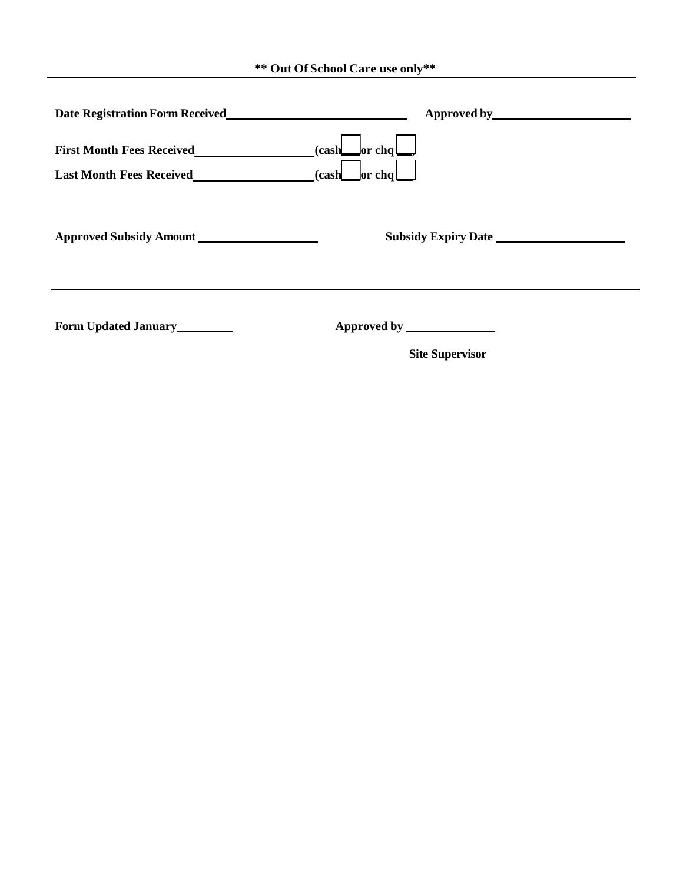**** Out Of School Care use only****

---

**Date Registration Form Received**\_\_\_\_\_\_\_\_\_\_\_\_\_\_\_\_\_\_\_\_\_\_\_\_\_\_ **Approved by**\_\_\_\_\_\_\_\_\_\_\_\_\_\_\_\_\_\_\_\_\_

**First Month Fees Received**\_\_\_\_\_\_\_\_\_\_\_\_\_\_\_\_\_\_ **(cash ☐ or chq ☐)**

**Last Month Fees Received**\_\_\_\_\_\_\_\_\_\_\_\_\_\_\_\_\_\_ **(cash ☐ or chq ☐)**

**Approved Subsidy Amount** \_\_\_\_\_\_\_\_\_\_\_\_\_\_\_\_\_\_ **Subsidy Expiry Date** \_\_\_\_\_\_\_\_\_\_\_\_\_\_\_\_\_\_\_\_

---

**Form Updated January**\_\_\_\_\_\_\_\_ **Approved by** \_\_\_\_\_\_\_\_\_\_\_\_\_

**Site Supervisor**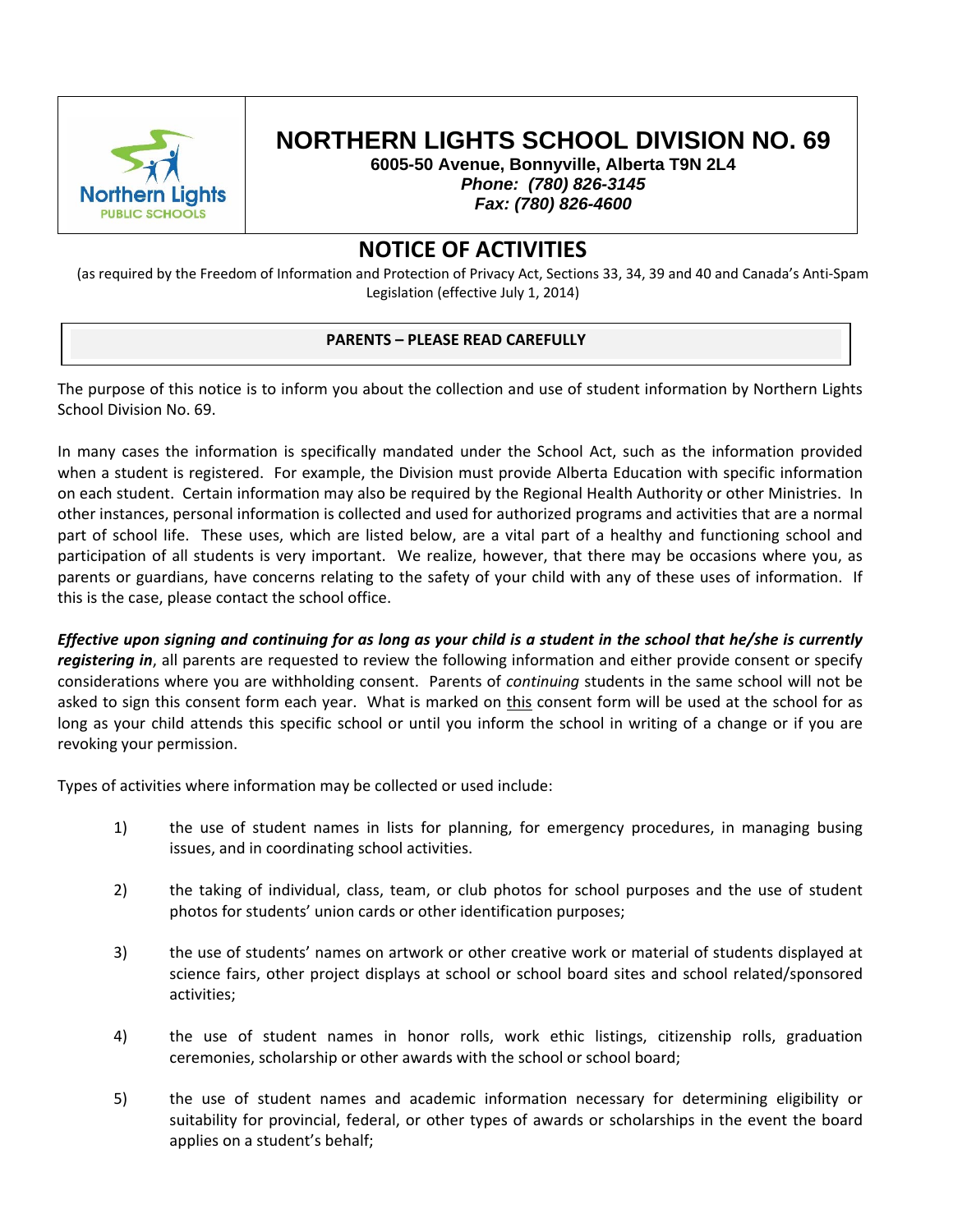# NORTHERN LIGHTS SCHOOL DIVISION NO. 69

**6005-50 Avenue, Bonnyville, Alberta T9N 2L4**
***Phone: (780) 826-3145***
***Fax: (780) 826-4600***

## NOTICE OF ACTIVITIES

(as required by the Freedom of Information and Protection of Privacy Act, Sections 33, 34, 39 and 40 and Canada's Anti-Spam Legislation (effective July 1, 2014)

**PARENTS – PLEASE READ CAREFULLY**

The purpose of this notice is to inform you about the collection and use of student information by Northern Lights School Division No. 69.

In many cases the information is specifically mandated under the School Act, such as the information provided when a student is registered. For example, the Division must provide Alberta Education with specific information on each student. Certain information may also be required by the Regional Health Authority or other Ministries. In other instances, personal information is collected and used for authorized programs and activities that are a normal part of school life. These uses, which are listed below, are a vital part of a healthy and functioning school and participation of all students is very important. We realize, however, that there may be occasions where you, as parents or guardians, have concerns relating to the safety of your child with any of these uses of information. If this is the case, please contact the school office.

***Effective upon signing and continuing for as long as your child is a student in the school that he/she is currently registering in***, all parents are requested to review the following information and either provide consent or specify considerations where you are withholding consent. Parents of *continuing* students in the same school will not be asked to sign this consent form each year. What is marked on <u>this</u> consent form will be used at the school for as long as your child attends this specific school or until you inform the school in writing of a change or if you are revoking your permission.

Types of activities where information may be collected or used include:

1) the use of student names in lists for planning, for emergency procedures, in managing busing issues, and in coordinating school activities.

2) the taking of individual, class, team, or club photos for school purposes and the use of student photos for students' union cards or other identification purposes;

3) the use of students' names on artwork or other creative work or material of students displayed at science fairs, other project displays at school or school board sites and school related/sponsored activities;

4) the use of student names in honor rolls, work ethic listings, citizenship rolls, graduation ceremonies, scholarship or other awards with the school or school board;

5) the use of student names and academic information necessary for determining eligibility or suitability for provincial, federal, or other types of awards or scholarships in the event the board applies on a student's behalf;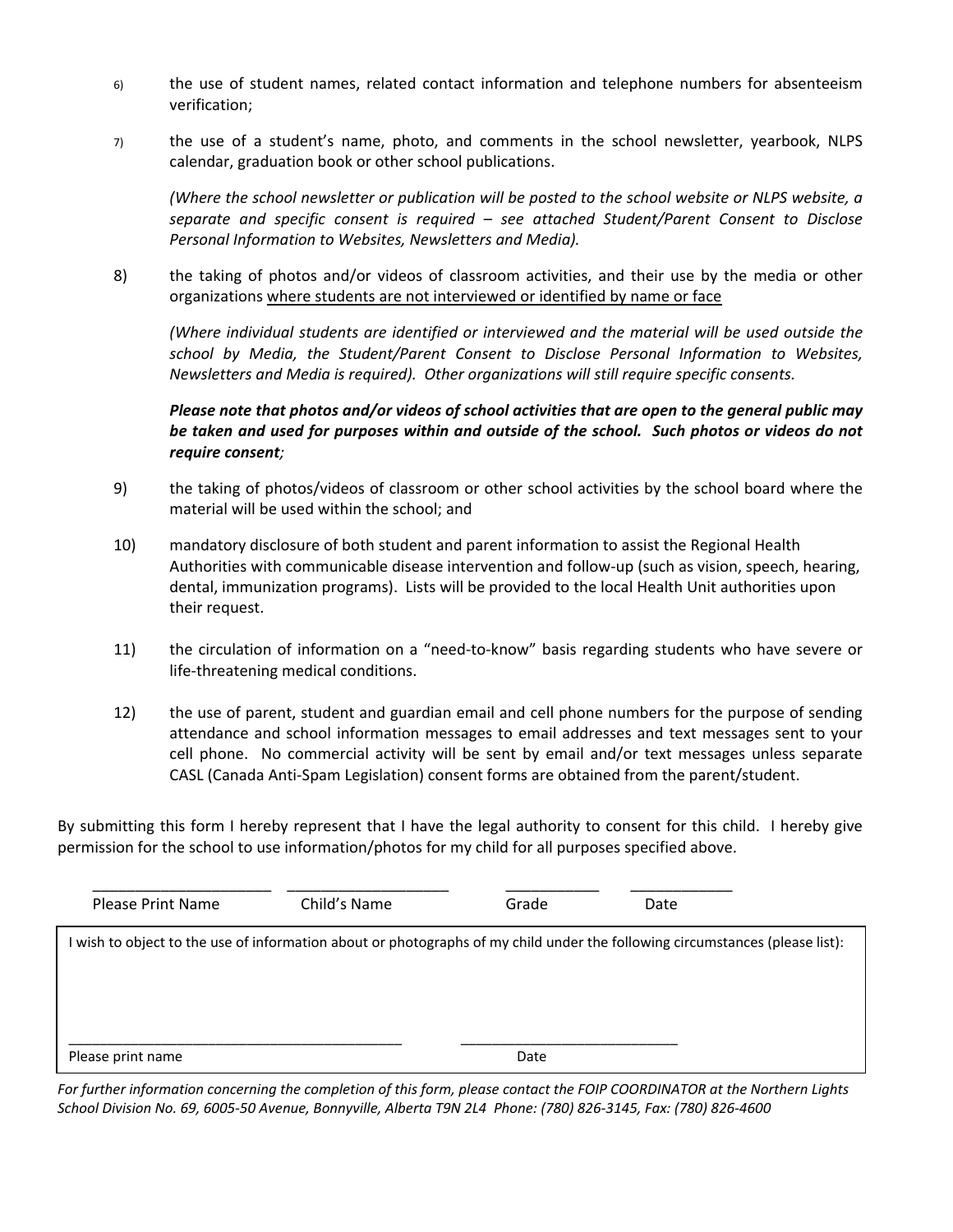6) the use of student names, related contact information and telephone numbers for absenteeism verification;

7) the use of a student's name, photo, and comments in the school newsletter, yearbook, NLPS calendar, graduation book or other school publications.

   *(Where the school newsletter or publication will be posted to the school website or NLPS website, a separate and specific consent is required – see attached Student/Parent Consent to Disclose Personal Information to Websites, Newsletters and Media).*

8) the taking of photos and/or videos of classroom activities, and their use by the media or other organizations <u>where students are not interviewed or identified by name or face</u>

   *(Where individual students are identified or interviewed and the material will be used outside the school by Media, the Student/Parent Consent to Disclose Personal Information to Websites, Newsletters and Media is required). Other organizations will still require specific consents.*

   ***Please note that photos and/or videos of school activities that are open to the general public may be taken and used for purposes within and outside of the school. Such photos or videos do not require consent;***

9) the taking of photos/videos of classroom or other school activities by the school board where the material will be used within the school; and

10) mandatory disclosure of both student and parent information to assist the Regional Health Authorities with communicable disease intervention and follow-up (such as vision, speech, hearing, dental, immunization programs). Lists will be provided to the local Health Unit authorities upon their request.

11) the circulation of information on a "need-to-know" basis regarding students who have severe or life-threatening medical conditions.

12) the use of parent, student and guardian email and cell phone numbers for the purpose of sending attendance and school information messages to email addresses and text messages sent to your cell phone. No commercial activity will be sent by email and/or text messages unless separate CASL (Canada Anti-Spam Legislation) consent forms are obtained from the parent/student.

By submitting this form I hereby represent that I have the legal authority to consent for this child. I hereby give permission for the school to use information/photos for my child for all purposes specified above.

| _____________________ | ___________________ | ___________ | ____________ |
|---|---|---|---|
| Please Print Name | Child's Name | Grade | Date |

I wish to object to the use of information about or photographs of my child under the following circumstances (please list):

| __________________________________________ | ___________________________ |
|---|---|
| Please print name | Date |

*For further information concerning the completion of this form, please contact the FOIP COORDINATOR at the Northern Lights School Division No. 69, 6005-50 Avenue, Bonnyville, Alberta T9N 2L4 Phone: (780) 826-3145, Fax: (780) 826-4600*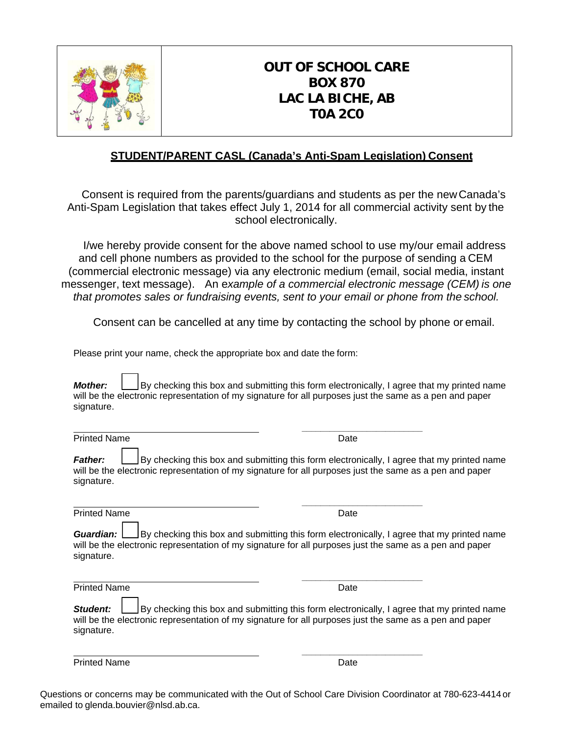**OUT OF SCHOOL CARE**
**BOX 870**
**LAC LA BICHE, AB**
**T0A 2C0**

## STUDENT/PARENT CASL (Canada's Anti-Spam Legislation) Consent

Consent is required from the parents/guardians and students as per the new Canada's Anti-Spam Legislation that takes effect July 1, 2014 for all commercial activity sent by the school electronically.

I/we hereby provide consent for the above named school to use my/our email address and cell phone numbers as provided to the school for the purpose of sending a CEM (commercial electronic message) via any electronic medium (email, social media, instant messenger, text message). An e*xample of a commercial electronic message (CEM) is one that promotes sales or fundraising events, sent to your email or phone from the school.*

Consent can be cancelled at any time by contacting the school by phone or email.

Please print your name, check the appropriate box and date the form:

***Mother:*** ☐ By checking this box and submitting this form electronically, I agree that my printed name will be the electronic representation of my signature for all purposes just the same as a pen and paper signature.

\_\_\_\_\_\_\_\_\_\_\_\_\_\_\_\_\_\_\_\_\_\_\_\_\_\_\_\_\_\_ \_\_\_\_\_\_\_\_\_\_\_\_\_\_\_\_\_\_\_\_
Printed Name Date

***Father:*** ☐ By checking this box and submitting this form electronically, I agree that my printed name will be the electronic representation of my signature for all purposes just the same as a pen and paper signature.

\_\_\_\_\_\_\_\_\_\_\_\_\_\_\_\_\_\_\_\_\_\_\_\_\_\_\_\_\_\_ \_\_\_\_\_\_\_\_\_\_\_\_\_\_\_\_\_\_\_\_
Printed Name Date

***Guardian:*** ☐ By checking this box and submitting this form electronically, I agree that my printed name will be the electronic representation of my signature for all purposes just the same as a pen and paper signature.

\_\_\_\_\_\_\_\_\_\_\_\_\_\_\_\_\_\_\_\_\_\_\_\_\_\_\_\_\_\_ \_\_\_\_\_\_\_\_\_\_\_\_\_\_\_\_\_\_\_\_
Printed Name Date

***Student:*** ☐ By checking this box and submitting this form electronically, I agree that my printed name will be the electronic representation of my signature for all purposes just the same as a pen and paper signature.

\_\_\_\_\_\_\_\_\_\_\_\_\_\_\_\_\_\_\_\_\_\_\_\_\_\_\_\_\_\_ \_\_\_\_\_\_\_\_\_\_\_\_\_\_\_\_\_\_\_\_
Printed Name Date

Questions or concerns may be communicated with the Out of School Care Division Coordinator at 780-623-4414 or emailed to glenda.bouvier@nlsd.ab.ca.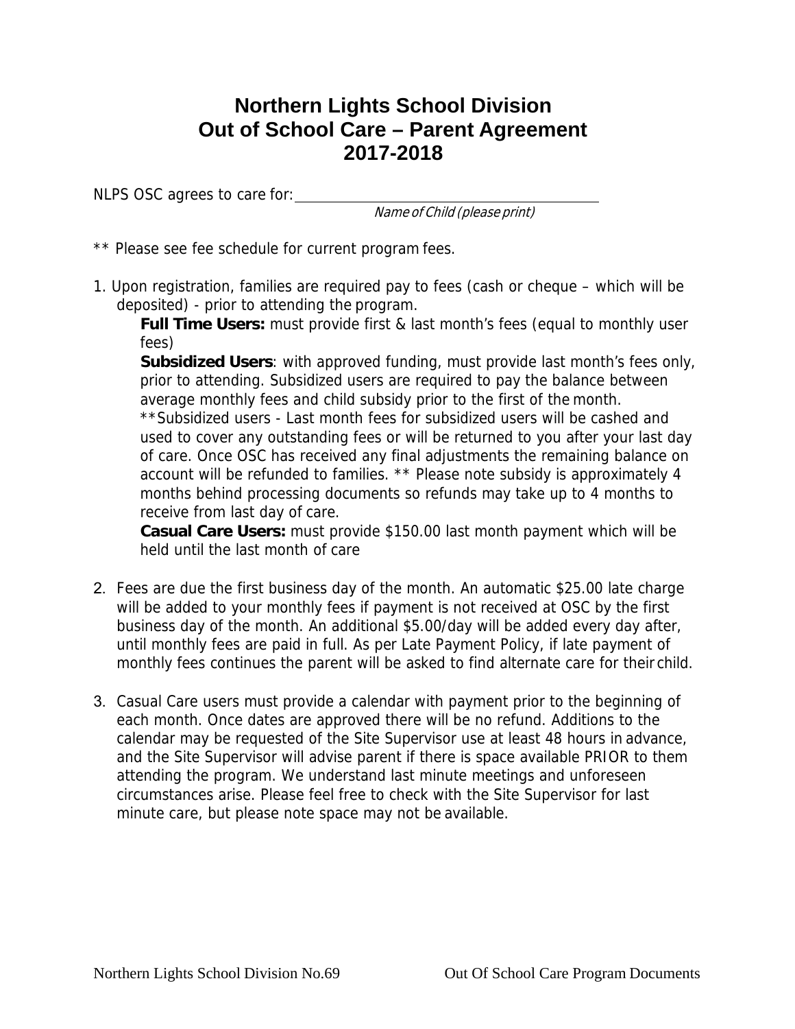# Northern Lights School Division
# Out of School Care – Parent Agreement
# 2017-2018

NLPS OSC agrees to care for: ______________________________

*Name of Child (please print)*

** Please see fee schedule for current program fees.

1. Upon registration, families are required pay to fees (cash or cheque – which will be deposited) - prior to attending the program.

   **Full Time Users:** must provide first & last month's fees (equal to monthly user fees)

   **Subsidized Users**: with approved funding, must provide last month's fees only, prior to attending. Subsidized users are required to pay the balance between average monthly fees and child subsidy prior to the first of the month.

   **Subsidized users - Last month fees for subsidized users will be cashed and used to cover any outstanding fees or will be returned to you after your last day of care. Once OSC has received any final adjustments the remaining balance on account will be refunded to families. ** Please note subsidy is approximately 4 months behind processing documents so refunds may take up to 4 months to receive from last day of care.

   **Casual Care Users:** must provide $150.00 last month payment which will be held until the last month of care

2. Fees are due the first business day of the month. An automatic $25.00 late charge will be added to your monthly fees if payment is not received at OSC by the first business day of the month. An additional $5.00/day will be added every day after, until monthly fees are paid in full. As per Late Payment Policy, if late payment of monthly fees continues the parent will be asked to find alternate care for their child.

3. Casual Care users must provide a calendar with payment prior to the beginning of each month. Once dates are approved there will be no refund. Additions to the calendar may be requested of the Site Supervisor use at least 48 hours in advance, and the Site Supervisor will advise parent if there is space available PRIOR to them attending the program. We understand last minute meetings and unforeseen circumstances arise. Please feel free to check with the Site Supervisor for last minute care, but please note space may not be available.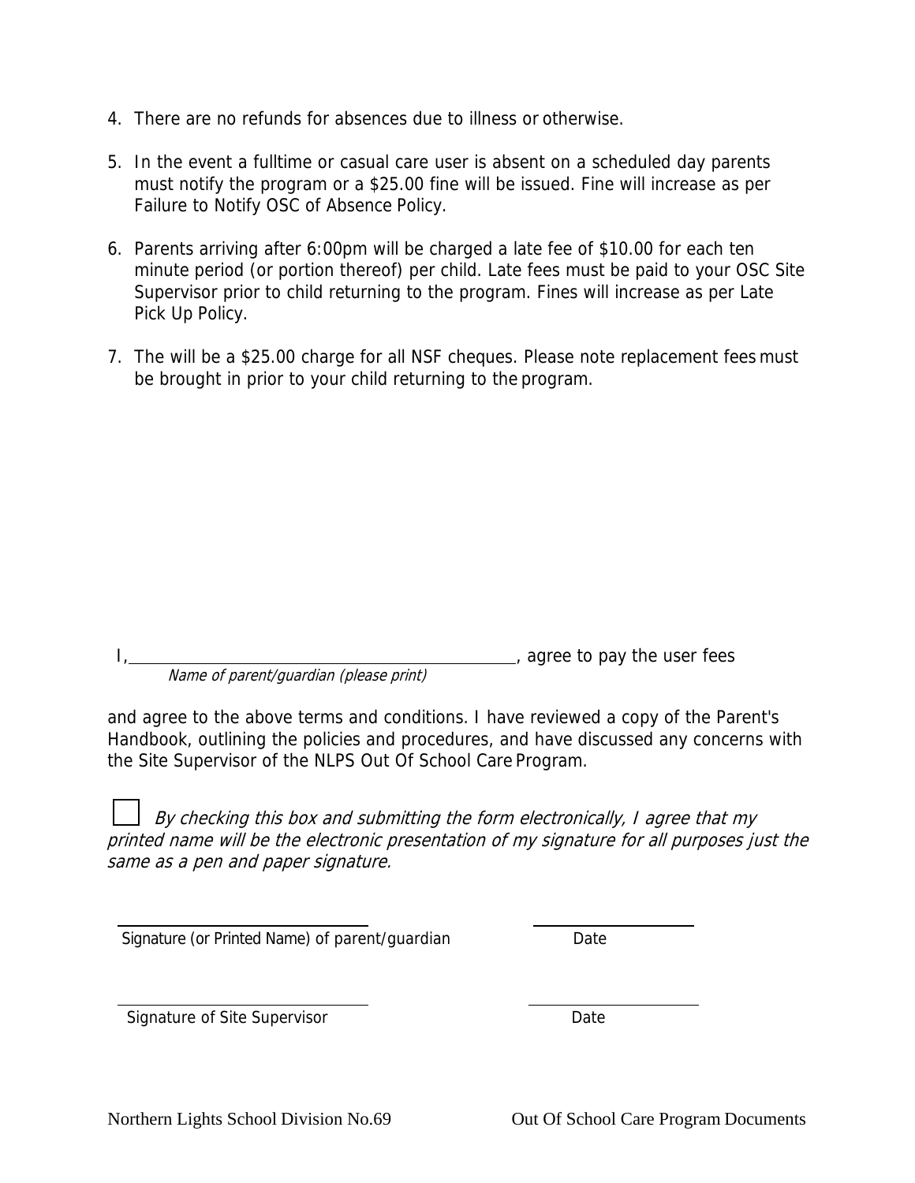4. There are no refunds for absences due to illness or otherwise.

5. In the event a fulltime or casual care user is absent on a scheduled day parents must notify the program or a $25.00 fine will be issued. Fine will increase as per Failure to Notify OSC of Absence Policy.

6. Parents arriving after 6:00pm will be charged a late fee of $10.00 for each ten minute period (or portion thereof) per child. Late fees must be paid to your OSC Site Supervisor prior to child returning to the program. Fines will increase as per Late Pick Up Policy.

7. The will be a $25.00 charge for all NSF cheques. Please note replacement fees must be brought in prior to your child returning to the program.

I, _______________________________________, agree to pay the user fees
*Name of parent/guardian (please print)*

and agree to the above terms and conditions. I have reviewed a copy of the Parent's Handbook, outlining the policies and procedures, and have discussed any concerns with the Site Supervisor of the NLPS Out Of School Care Program.

☐ *By checking this box and submitting the form electronically, I agree that my printed name will be the electronic presentation of my signature for all purposes just the same as a pen and paper signature.*

_____________________________ _______________
Signature (or Printed Name) of parent/guardian Date

_____________________________ _______________
Signature of Site Supervisor Date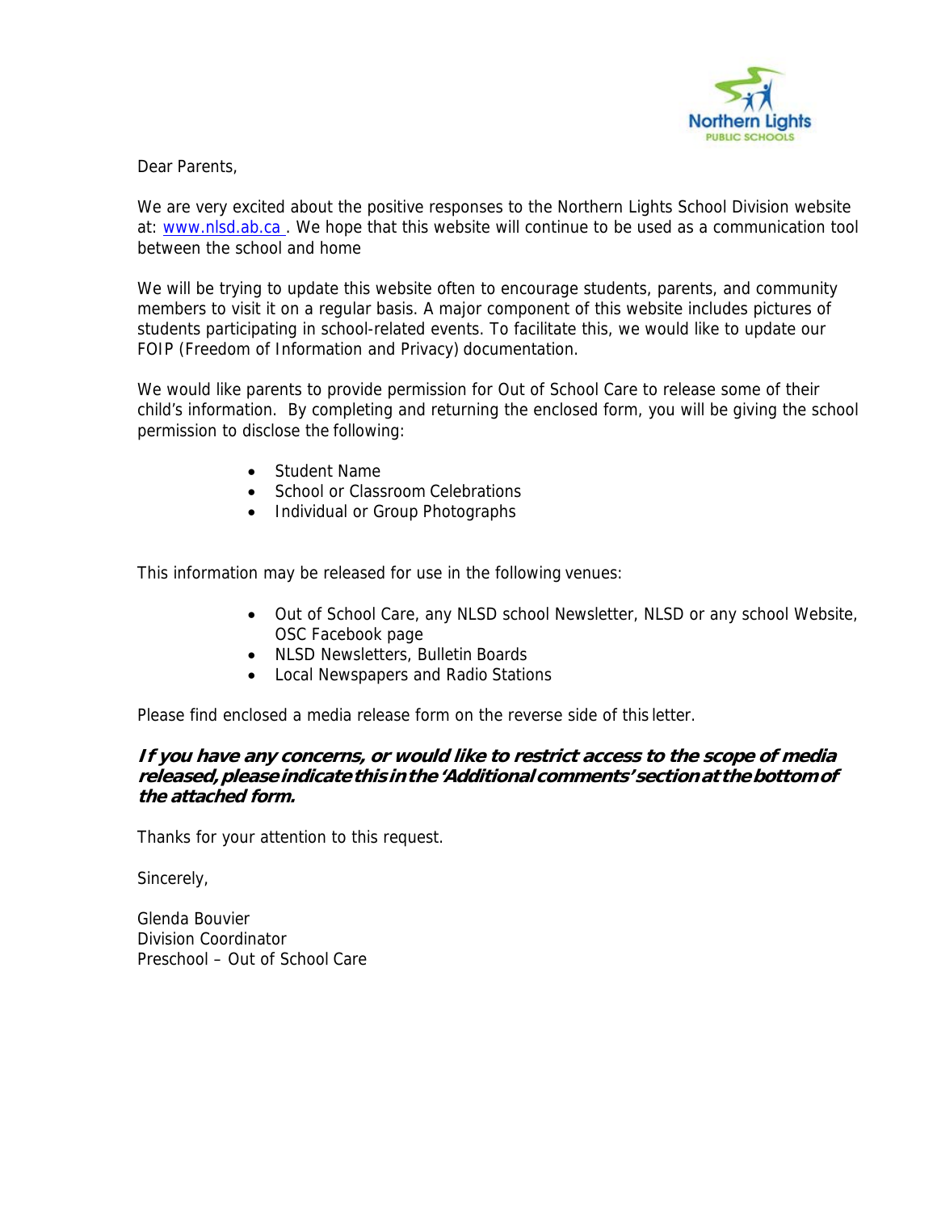Dear Parents,

We are very excited about the positive responses to the Northern Lights School Division website at: www.nlsd.ab.ca . We hope that this website will continue to be used as a communication tool between the school and home

We will be trying to update this website often to encourage students, parents, and community members to visit it on a regular basis. A major component of this website includes pictures of students participating in school-related events. To facilitate this, we would like to update our FOIP (Freedom of Information and Privacy) documentation.

We would like parents to provide permission for Out of School Care to release some of their child's information. By completing and returning the enclosed form, you will be giving the school permission to disclose the following:

- Student Name
- School or Classroom Celebrations
- Individual or Group Photographs

This information may be released for use in the following venues:

- Out of School Care, any NLSD school Newsletter, NLSD or any school Website, OSC Facebook page
- NLSD Newsletters, Bulletin Boards
- Local Newspapers and Radio Stations

Please find enclosed a media release form on the reverse side of this letter.

***If you have any concerns, or would like to restrict access to the scope of media released, please indicate this in the 'Additional comments' section at the bottom of the attached form.***

Thanks for your attention to this request.

Sincerely,

Glenda Bouvier
Division Coordinator
Preschool – Out of School Care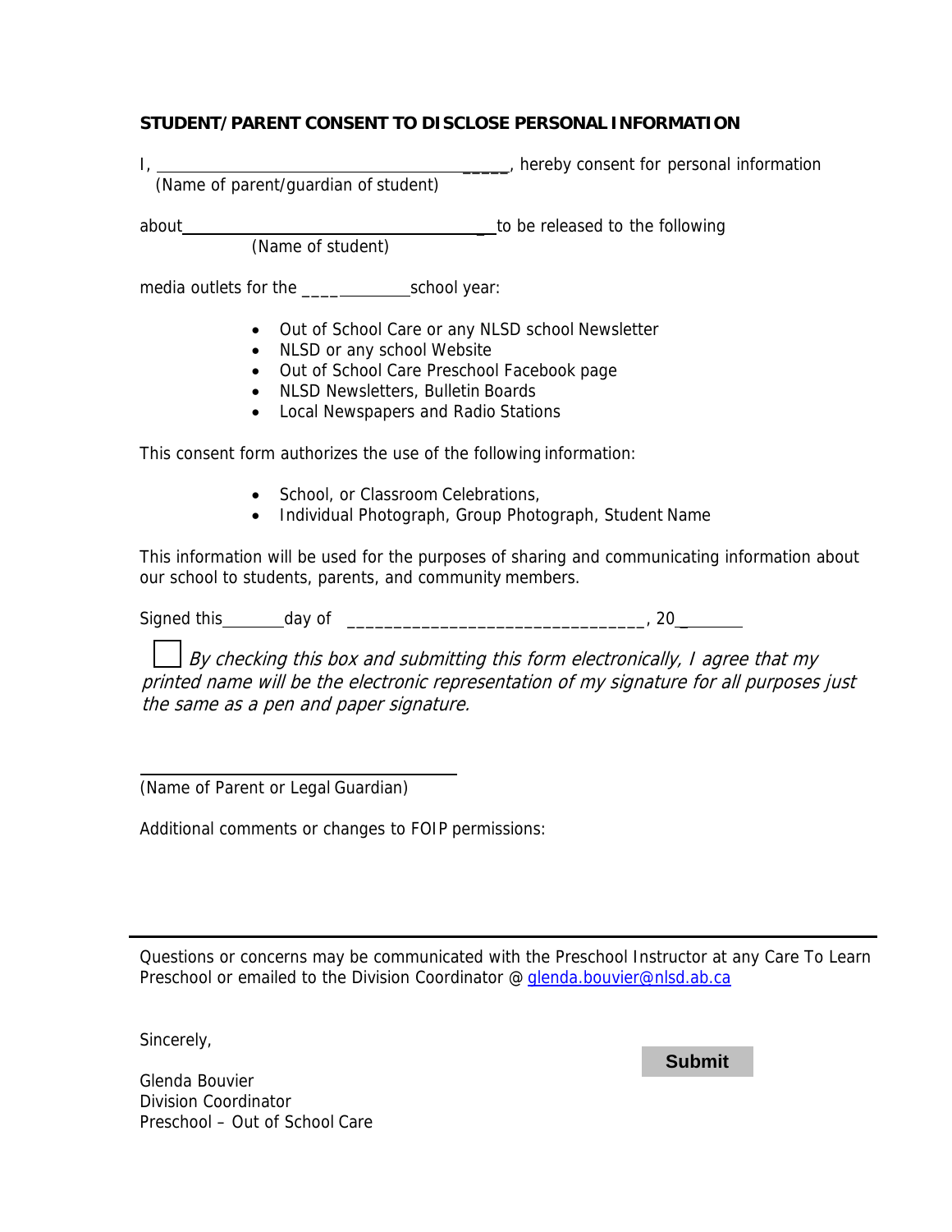**STUDENT/PARENT CONSENT TO DISCLOSE PERSONAL INFORMATION**

I, ___________________________________________, hereby consent for personal information
(Name of parent/guardian of student)

about______________________________________ to be released to the following
(Name of student)

media outlets for the _____________school year:

- Out of School Care or any NLSD school Newsletter
- NLSD or any school Website
- Out of School Care Preschool Facebook page
- NLSD Newsletters, Bulletin Boards
- Local Newspapers and Radio Stations

This consent form authorizes the use of the following information:

- School, or Classroom Celebrations,
- Individual Photograph, Group Photograph, Student Name

This information will be used for the purposes of sharing and communicating information about our school to students, parents, and community members.

Signed this_______day of ________________________________, 20_______

☐ *By checking this box and submitting this form electronically, I agree that my printed name will be the electronic representation of my signature for all purposes just the same as a pen and paper signature.*

_________________________________
(Name of Parent or Legal Guardian)

Additional comments or changes to FOIP permissions:

---

Questions or concerns may be communicated with the Preschool Instructor at any Care To Learn Preschool or emailed to the Division Coordinator @ glenda.bouvier@nlsd.ab.ca

Sincerely,

Glenda Bouvier
Division Coordinator
Preschool – Out of School Care

Submit